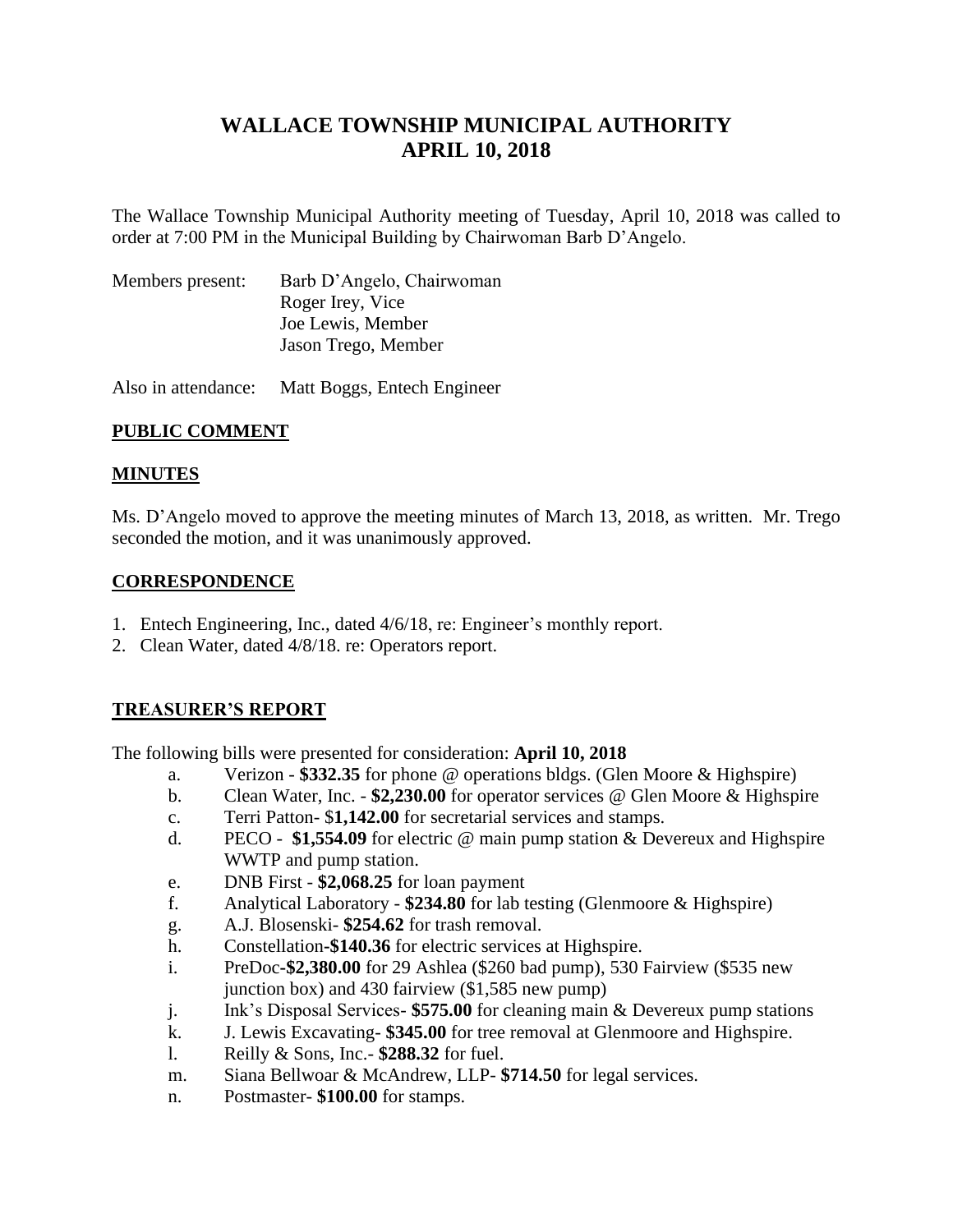# WALLACE TOWNSHIP MUNICIPAL AUTHORITY
# APRIL 10, 2018

The Wallace Township Municipal Authority meeting of Tuesday, April 10, 2018 was called to order at 7:00 PM in the Municipal Building by Chairwoman Barb D'Angelo.

Members present: Barb D'Angelo, Chairwoman
Roger Irey, Vice
Joe Lewis, Member
Jason Trego, Member

Also in attendance: Matt Boggs, Entech Engineer

## PUBLIC COMMENT

## MINUTES

Ms. D'Angelo moved to approve the meeting minutes of March 13, 2018, as written. Mr. Trego seconded the motion, and it was unanimously approved.

## CORRESPONDENCE

1. Entech Engineering, Inc., dated 4/6/18, re: Engineer's monthly report.
2. Clean Water, dated 4/8/18. re: Operators report.

## TREASURER'S REPORT

The following bills were presented for consideration: **April 10, 2018**

a. Verizon - **$332.35** for phone @ operations bldgs. (Glen Moore & Highspire)
b. Clean Water, Inc. - **$2,230.00** for operator services @ Glen Moore & Highspire
c. Terri Patton- $**1,142.00** for secretarial services and stamps.
d. PECO - **$1,554.09** for electric @ main pump station & Devereux and Highspire WWTP and pump station.
e. DNB First - **$2,068.25** for loan payment
f. Analytical Laboratory - **$234.80** for lab testing (Glenmoore & Highspire)
g. A.J. Blosenski- **$254.62** for trash removal.
h. Constellation**-$140.36** for electric services at Highspire.
i. PreDoc**-$2,380.00** for 29 Ashlea ($260 bad pump), 530 Fairview ($535 new junction box) and 430 fairview ($1,585 new pump)
j. Ink's Disposal Services- **$575.00** for cleaning main & Devereux pump stations
k. J. Lewis Excavating- **$345.00** for tree removal at Glenmoore and Highspire.
l. Reilly & Sons, Inc.- **$288.32** for fuel.
m. Siana Bellwoar & McAndrew, LLP- **$714.50** for legal services.
n. Postmaster- **$100.00** for stamps.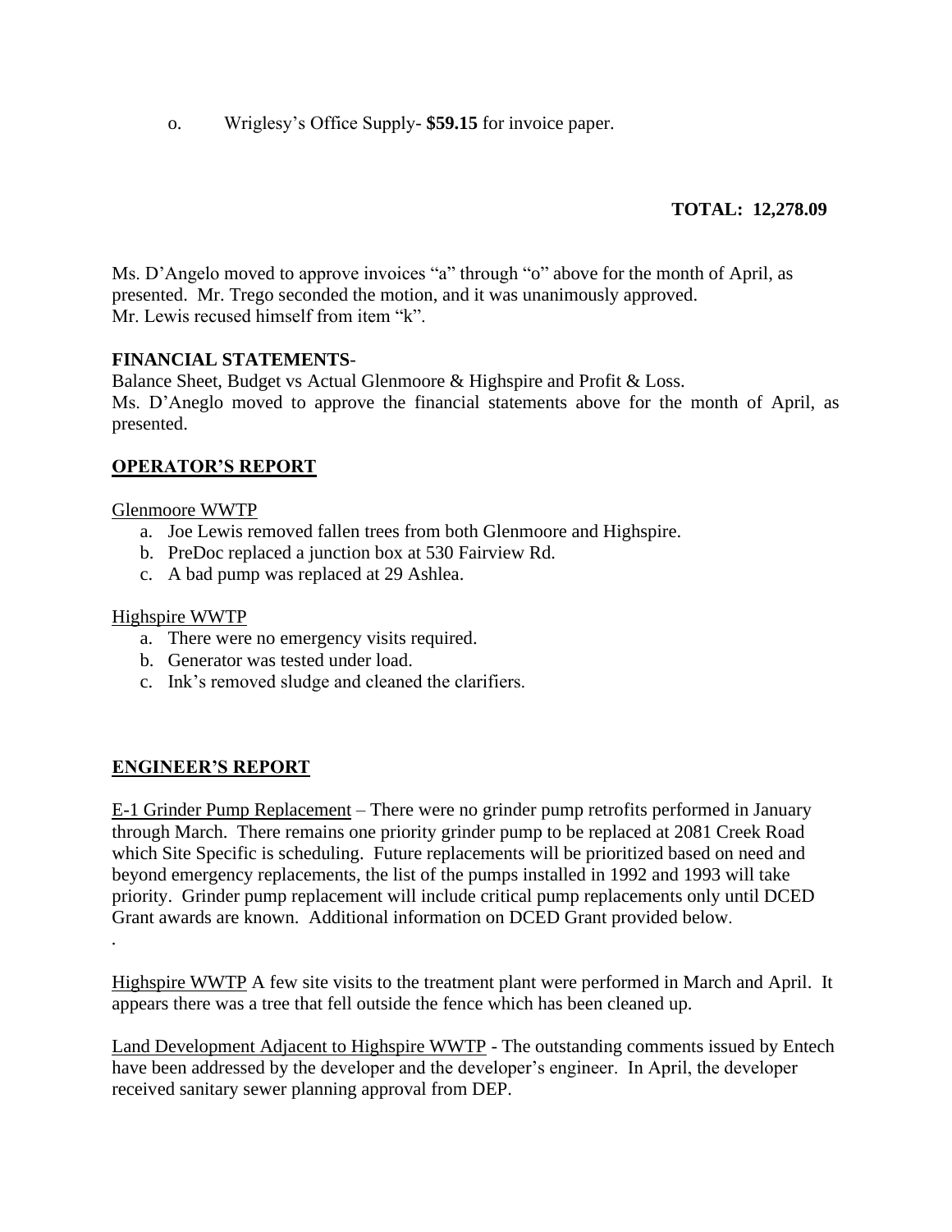o. Wriglesy's Office Supply- **$59.15** for invoice paper.

**TOTAL: 12,278.09**

Ms. D'Angelo moved to approve invoices "a" through "o" above for the month of April, as presented. Mr. Trego seconded the motion, and it was unanimously approved. Mr. Lewis recused himself from item "k".

**FINANCIAL STATEMENTS**-

Balance Sheet, Budget vs Actual Glenmoore & Highspire and Profit & Loss.

Ms. D'Aneglo moved to approve the financial statements above for the month of April, as presented.

## OPERATOR'S REPORT

Glenmoore WWTP

a. Joe Lewis removed fallen trees from both Glenmoore and Highspire.
b. PreDoc replaced a junction box at 530 Fairview Rd.
c. A bad pump was replaced at 29 Ashlea.

Highspire WWTP

a. There were no emergency visits required.
b. Generator was tested under load.
c. Ink's removed sludge and cleaned the clarifiers.

## ENGINEER'S REPORT

E-1 Grinder Pump Replacement – There were no grinder pump retrofits performed in January through March. There remains one priority grinder pump to be replaced at 2081 Creek Road which Site Specific is scheduling. Future replacements will be prioritized based on need and beyond emergency replacements, the list of the pumps installed in 1992 and 1993 will take priority. Grinder pump replacement will include critical pump replacements only until DCED Grant awards are known. Additional information on DCED Grant provided below.

.

Highspire WWTP A few site visits to the treatment plant were performed in March and April. It appears there was a tree that fell outside the fence which has been cleaned up.

Land Development Adjacent to Highspire WWTP - The outstanding comments issued by Entech have been addressed by the developer and the developer's engineer. In April, the developer received sanitary sewer planning approval from DEP.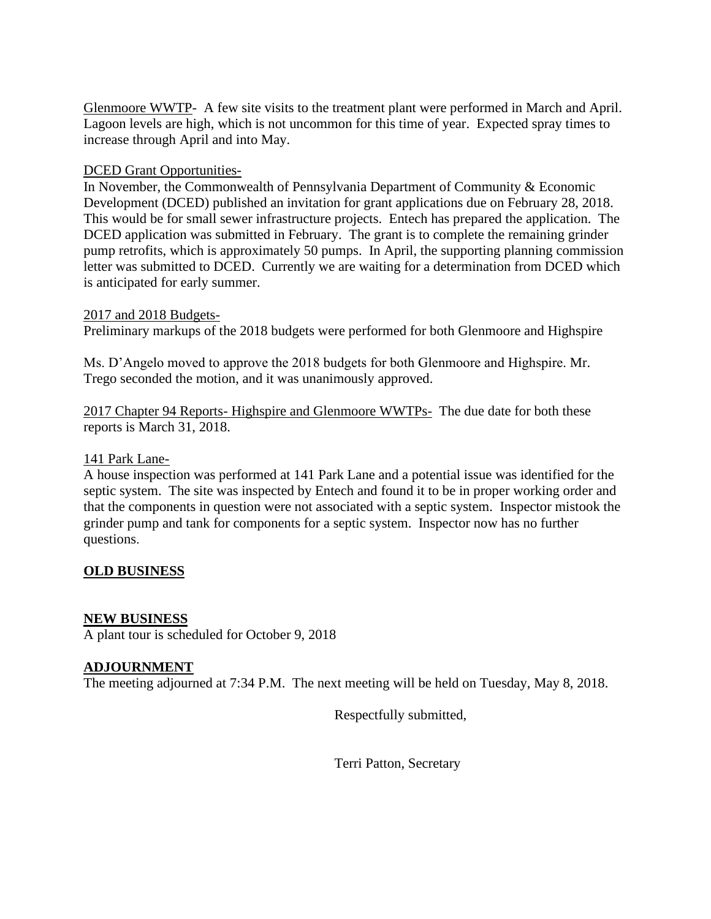Glenmoore WWTP- A few site visits to the treatment plant were performed in March and April. Lagoon levels are high, which is not uncommon for this time of year. Expected spray times to increase through April and into May.

DCED Grant Opportunities-

In November, the Commonwealth of Pennsylvania Department of Community & Economic Development (DCED) published an invitation for grant applications due on February 28, 2018. This would be for small sewer infrastructure projects. Entech has prepared the application. The DCED application was submitted in February. The grant is to complete the remaining grinder pump retrofits, which is approximately 50 pumps. In April, the supporting planning commission letter was submitted to DCED. Currently we are waiting for a determination from DCED which is anticipated for early summer.

2017 and 2018 Budgets-

Preliminary markups of the 2018 budgets were performed for both Glenmoore and Highspire

Ms. D'Angelo moved to approve the 2018 budgets for both Glenmoore and Highspire. Mr. Trego seconded the motion, and it was unanimously approved.

2017 Chapter 94 Reports- Highspire and Glenmoore WWTPs- The due date for both these reports is March 31, 2018.

141 Park Lane-

A house inspection was performed at 141 Park Lane and a potential issue was identified for the septic system. The site was inspected by Entech and found it to be in proper working order and that the components in question were not associated with a septic system. Inspector mistook the grinder pump and tank for components for a septic system. Inspector now has no further questions.

**OLD BUSINESS**

**NEW BUSINESS**

A plant tour is scheduled for October 9, 2018

**ADJOURNMENT**

The meeting adjourned at 7:34 P.M. The next meeting will be held on Tuesday, May 8, 2018.

Respectfully submitted,

Terri Patton, Secretary